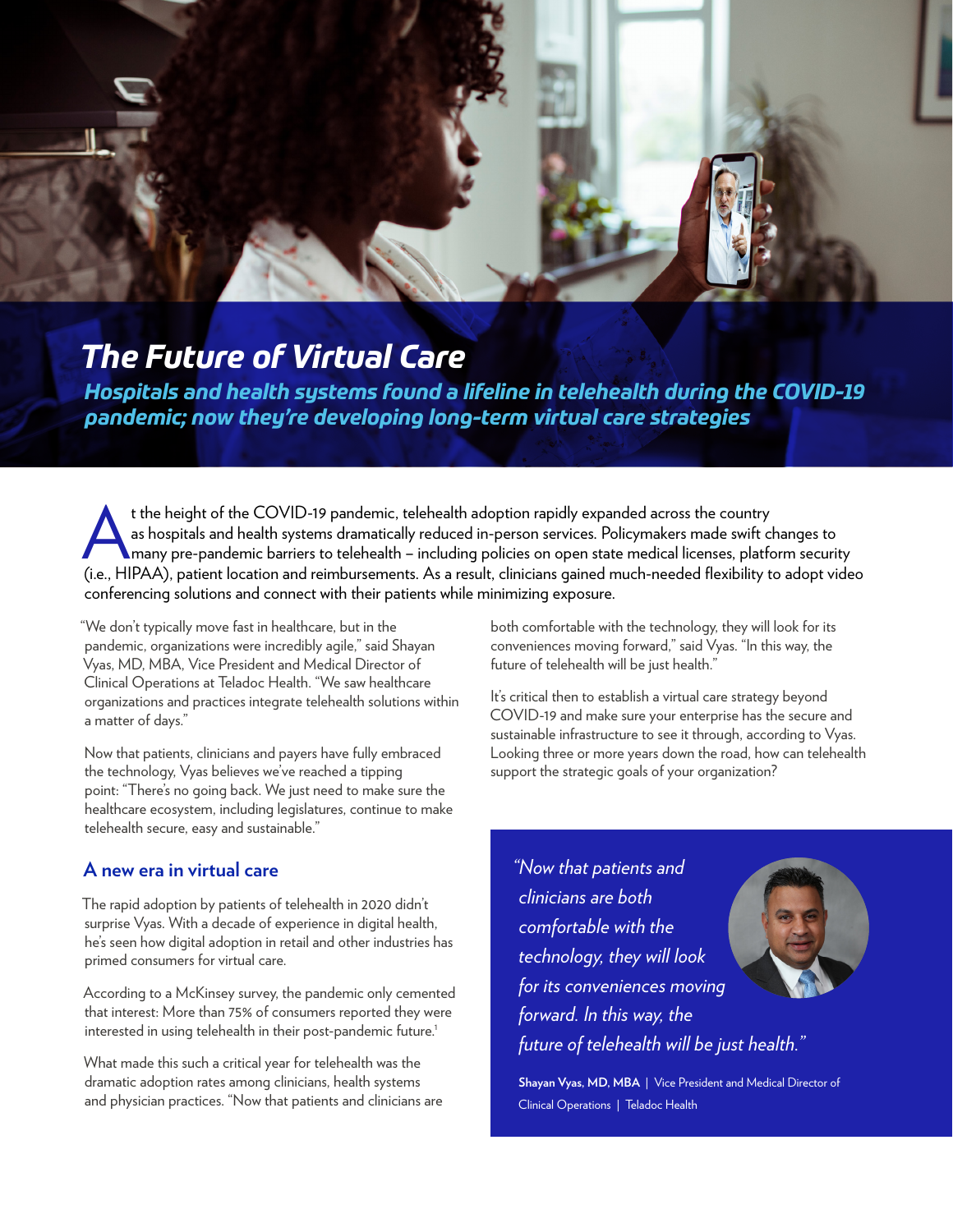# The Future of Virtual Care

## *Hospitals and health systems found a lifeline in telehealth during the COVID-19 pandemic; now they're developing long-term virtual care strategies*

At the height of the COVID-19 pandemic, telehealth adoption rapidly expanded across the country as hospitals and health systems dramatically reduced in-person services. Policymakers made swift changes to many pre-pandemic barriers to telehealth – including policies on open state medical licenses, platform security (i.e., HIPAA), patient location and reimbursements. As a result, clinicians gained much-needed flexibility to adopt video conferencing solutions and connect with their patients while minimizing exposure.

"We don't typically move fast in healthcare, but in the pandemic, organizations were incredibly agile," said Shayan Vyas, MD, MBA, Vice President and Medical Director of Clinical Operations at Teladoc Health. "We saw healthcare organizations and practices integrate telehealth solutions within a matter of days."

Now that patients, clinicians and payers have fully embraced the technology, Vyas believes we've reached a tipping point: "There's no going back. We just need to make sure the healthcare ecosystem, including legislatures, continue to make telehealth secure, easy and sustainable."

### A new era in virtual care

The rapid adoption by patients of telehealth in 2020 didn't surprise Vyas. With a decade of experience in digital health, he's seen how digital adoption in retail and other industries has primed consumers for virtual care.

According to a McKinsey survey, the pandemic only cemented that interest: More than 75% of consumers reported they were interested in using telehealth in their post-pandemic future.[1]

What made this such a critical year for telehealth was the dramatic adoption rates among clinicians, health systems and physician practices. "Now that patients and clinicians are both comfortable with the technology, they will look for its conveniences moving forward," said Vyas. "In this way, the future of telehealth will be just health."

It's critical then to establish a virtual care strategy beyond COVID-19 and make sure your enterprise has the secure and sustainable infrastructure to see it through, according to Vyas. Looking three or more years down the road, how can telehealth support the strategic goals of your organization?

> *"Now that patients and clinicians are both comfortable with the technology, they will look for its conveniences moving forward. In this way, the future of telehealth will be just health."*
>
> **Shayan Vyas, MD, MBA** | Vice President and Medical Director of Clinical Operations | Teladoc Health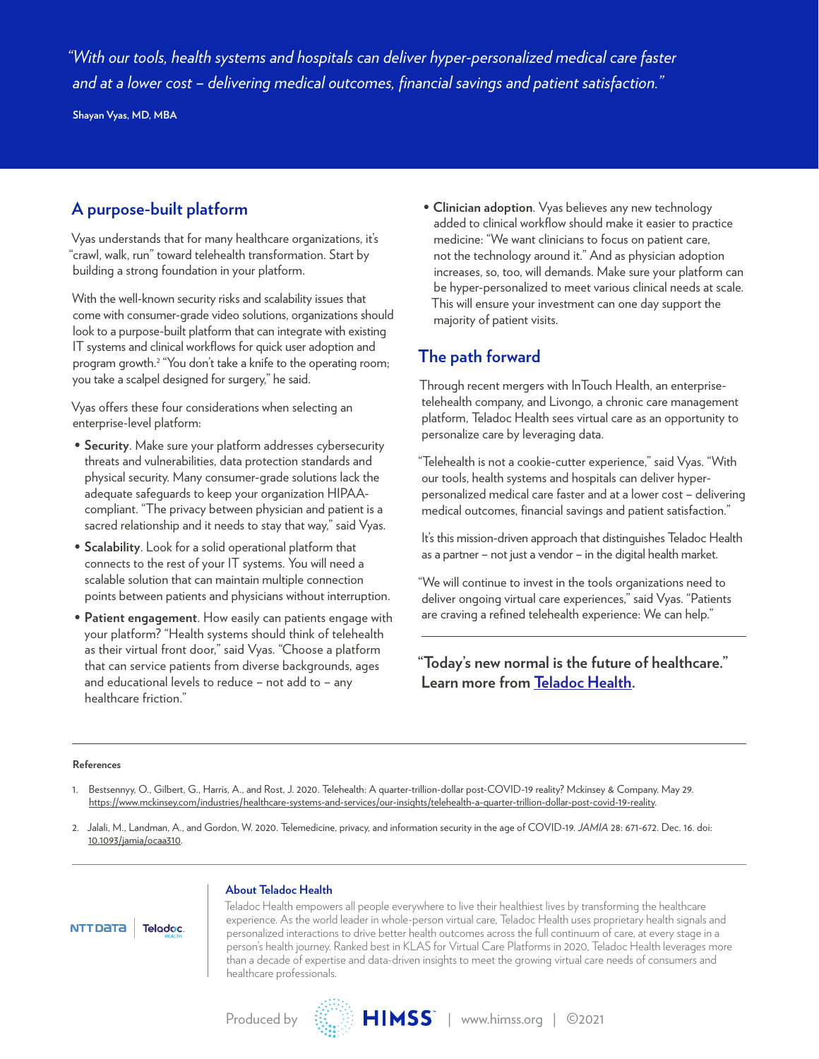*"With our tools, health systems and hospitals can deliver hyper-personalized medical care faster and at a lower cost – delivering medical outcomes, financial savings and patient satisfaction."*

**Shayan Vyas, MD, MBA**

## A purpose-built platform

Vyas understands that for many healthcare organizations, it's "crawl, walk, run" toward telehealth transformation. Start by building a strong foundation in your platform.

With the well-known security risks and scalability issues that come with consumer-grade video solutions, organizations should look to a purpose-built platform that can integrate with existing IT systems and clinical workflows for quick user adoption and program growth.[2] "You don't take a knife to the operating room; you take a scalpel designed for surgery," he said.

Vyas offers these four considerations when selecting an enterprise-level platform:

- **Security**. Make sure your platform addresses cybersecurity threats and vulnerabilities, data protection standards and physical security. Many consumer-grade solutions lack the adequate safeguards to keep your organization HIPAA-compliant. "The privacy between physician and patient is a sacred relationship and it needs to stay that way," said Vyas.
- **Scalability**. Look for a solid operational platform that connects to the rest of your IT systems. You will need a scalable solution that can maintain multiple connection points between patients and physicians without interruption.
- **Patient engagement**. How easily can patients engage with your platform? "Health systems should think of telehealth as their virtual front door," said Vyas. "Choose a platform that can service patients from diverse backgrounds, ages and educational levels to reduce – not add to – any healthcare friction."
- **Clinician adoption**. Vyas believes any new technology added to clinical workflow should make it easier to practice medicine: "We want clinicians to focus on patient care, not the technology around it." And as physician adoption increases, so, too, will demands. Make sure your platform can be hyper-personalized to meet various clinical needs at scale. This will ensure your investment can one day support the majority of patient visits.

## The path forward

Through recent mergers with InTouch Health, an enterprise-telehealth company, and Livongo, a chronic care management platform, Teladoc Health sees virtual care as an opportunity to personalize care by leveraging data.

"Telehealth is not a cookie-cutter experience," said Vyas. "With our tools, health systems and hospitals can deliver hyper-personalized medical care faster and at a lower cost – delivering medical outcomes, financial savings and patient satisfaction."

It's this mission-driven approach that distinguishes Teladoc Health as a partner – not just a vendor – in the digital health market.

"We will continue to invest in the tools organizations need to deliver ongoing virtual care experiences," said Vyas. "Patients are craving a refined telehealth experience: We can help."

**"Today's new normal is the future of healthcare." Learn more from Teladoc Health.**

### References

1. Bestsennyy, O., Gilbert, G., Harris, A., and Rost, J. 2020. Telehealth: A quarter-trillion-dollar post-COVID-19 reality? Mckinsey & Company. May 29. https://www.mckinsey.com/industries/healthcare-systems-and-services/our-insights/telehealth-a-quarter-trillion-dollar-post-covid-19-reality.
2. Jalali, M., Landman, A., and Gordon, W. 2020. Telemedicine, privacy, and information security in the age of COVID-19. *JAMIA* 28: 671-672. Dec. 16. doi: 10.1093/jamia/ocaa310.

NTT DATA | Teladoc HEALTH

### About Teladoc Health

Teladoc Health empowers all people everywhere to live their healthiest lives by transforming the healthcare experience. As the world leader in whole-person virtual care, Teladoc Health uses proprietary health signals and personalized interactions to drive better health outcomes across the full continuum of care, at every stage in a person's health journey. Ranked best in KLAS for Virtual Care Platforms in 2020, Teladoc Health leverages more than a decade of expertise and data-driven insights to meet the growing virtual care needs of consumers and healthcare professionals.

Produced by HIMSS | www.himss.org | ©2021